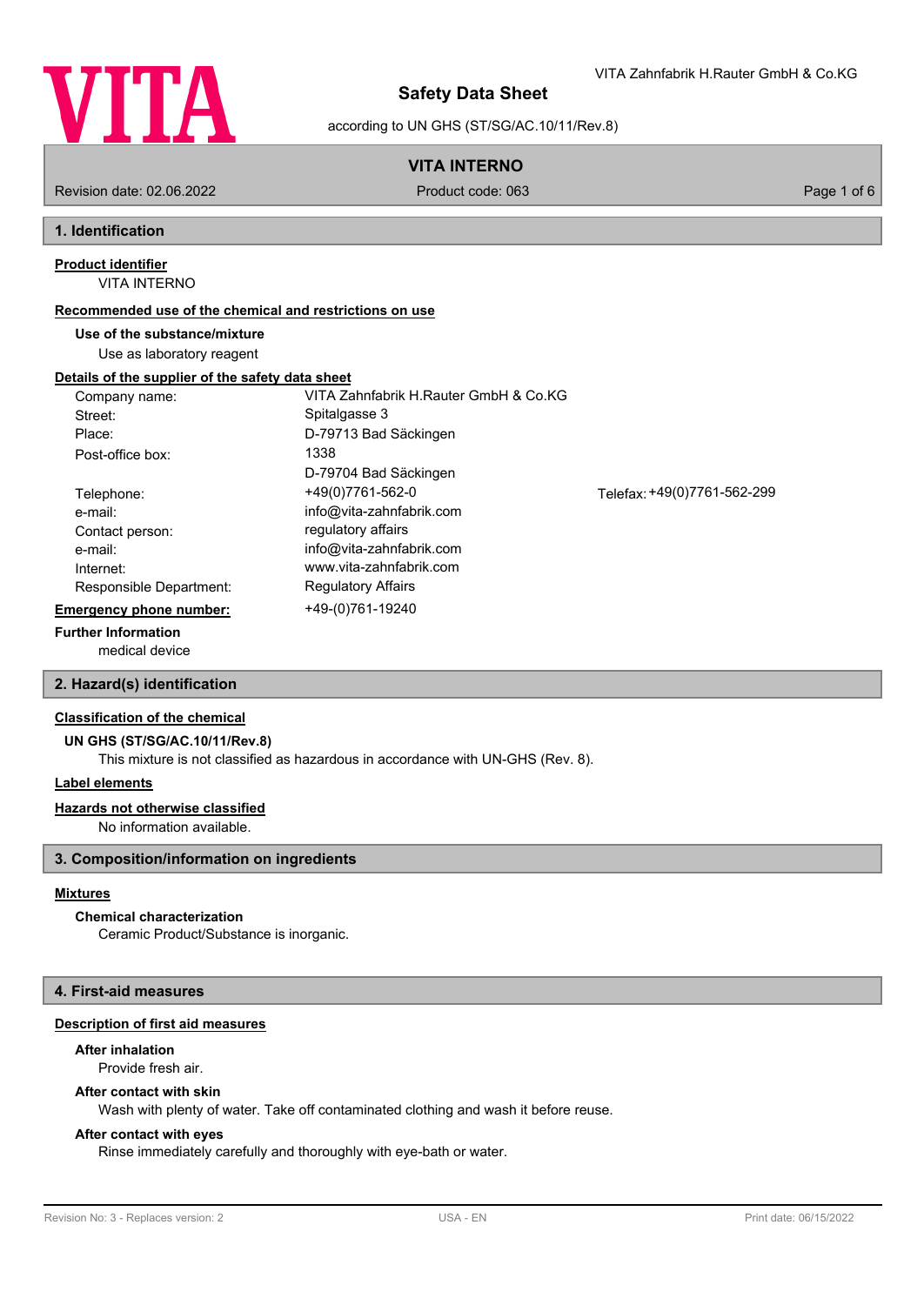# Safety Data Sheet

according to UN GHS (ST/SG/AC.10/11/Rev.8)

VITA Zahnfabrik H.Rauter GmbH & Co.KG

**VITA INTERNO**

Revision date: 02.06.2022 | Product code: 063

## 1. Identification

**Product identifier**

VITA INTERNO

**Recommended use of the chemical and restrictions on use**

**Use of the substance/mixture**

Use as laboratory reagent

**Details of the supplier of the safety data sheet**

| | |
|---|---|
| Company name: | VITA Zahnfabrik H.Rauter GmbH & Co.KG |
| Street: | Spitalgasse 3 |
| Place: | D-79713 Bad Säckingen |
| Post-office box: | 1338 |
| | D-79704 Bad Säckingen |
| Telephone: | +49(0)7761-562-0 |
| Telefax: | +49(0)7761-562-299 |
| e-mail: | info@vita-zahnfabrik.com |
| Contact person: | regulatory affairs |
| e-mail: | info@vita-zahnfabrik.com |
| Internet: | www.vita-zahnfabrik.com |
| Responsible Department: | Regulatory Affairs |

**Emergency phone number:** +49-(0)761-19240

**Further Information**

medical device

## 2. Hazard(s) identification

**Classification of the chemical**

**UN GHS (ST/SG/AC.10/11/Rev.8)**

This mixture is not classified as hazardous in accordance with UN-GHS (Rev. 8).

**Label elements**

**Hazards not otherwise classified**

No information available.

## 3. Composition/information on ingredients

**Mixtures**

**Chemical characterization**

Ceramic Product/Substance is inorganic.

## 4. First-aid measures

**Description of first aid measures**

**After inhalation**

Provide fresh air.

**After contact with skin**

Wash with plenty of water. Take off contaminated clothing and wash it before reuse.

**After contact with eyes**

Rinse immediately carefully and thoroughly with eye-bath or water.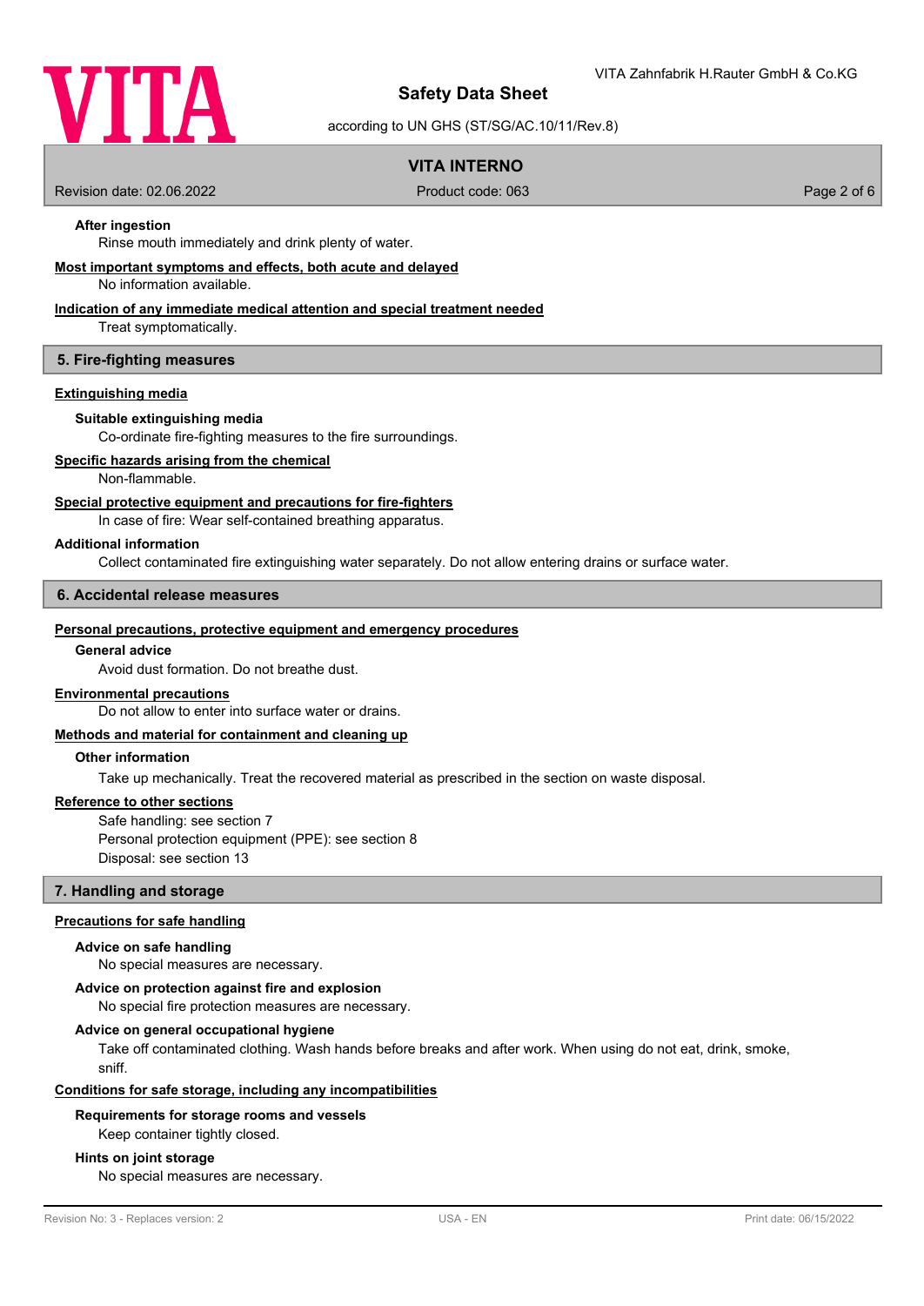#### After ingestion

Rinse mouth immediately and drink plenty of water.

#### Most important symptoms and effects, both acute and delayed

No information available.

#### Indication of any immediate medical attention and special treatment needed

Treat symptomatically.

## 5. Fire-fighting measures

### Extinguishing media

#### Suitable extinguishing media

Co-ordinate fire-fighting measures to the fire surroundings.

### Specific hazards arising from the chemical

Non-flammable.

### Special protective equipment and precautions for fire-fighters

In case of fire: Wear self-contained breathing apparatus.

### Additional information

Collect contaminated fire extinguishing water separately. Do not allow entering drains or surface water.

## 6. Accidental release measures

### Personal precautions, protective equipment and emergency procedures

#### General advice

Avoid dust formation. Do not breathe dust.

### Environmental precautions

Do not allow to enter into surface water or drains.

### Methods and material for containment and cleaning up

#### Other information

Take up mechanically. Treat the recovered material as prescribed in the section on waste disposal.

### Reference to other sections

Safe handling: see section 7
Personal protection equipment (PPE): see section 8
Disposal: see section 13

## 7. Handling and storage

### Precautions for safe handling

#### Advice on safe handling

No special measures are necessary.

#### Advice on protection against fire and explosion

No special fire protection measures are necessary.

#### Advice on general occupational hygiene

Take off contaminated clothing. Wash hands before breaks and after work. When using do not eat, drink, smoke, sniff.

### Conditions for safe storage, including any incompatibilities

#### Requirements for storage rooms and vessels

Keep container tightly closed.

#### Hints on joint storage

No special measures are necessary.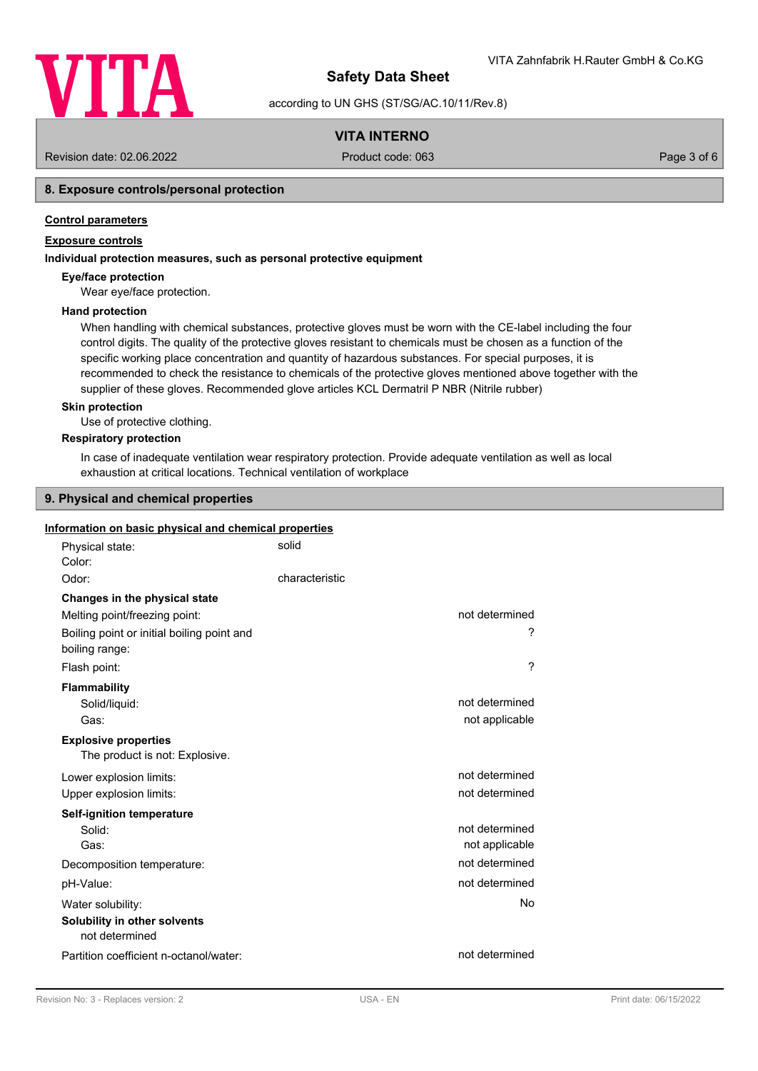## 8. Exposure controls/personal protection

**Control parameters**

**Exposure controls**

**Individual protection measures, such as personal protective equipment**

**Eye/face protection**

Wear eye/face protection.

**Hand protection**

When handling with chemical substances, protective gloves must be worn with the CE-label including the four control digits. The quality of the protective gloves resistant to chemicals must be chosen as a function of the specific working place concentration and quantity of hazardous substances. For special purposes, it is recommended to check the resistance to chemicals of the protective gloves mentioned above together with the supplier of these gloves. Recommended glove articles KCL Dermatril P NBR (Nitrile rubber)

**Skin protection**

Use of protective clothing.

**Respiratory protection**

In case of inadequate ventilation wear respiratory protection. Provide adequate ventilation as well as local exhaustion at critical locations. Technical ventilation of workplace

## 9. Physical and chemical properties

**Information on basic physical and chemical properties**

| | | |
|---|---|---|
| Physical state: | solid | |
| Color: | | |
| Odor: | characteristic | |
| **Changes in the physical state** | | |
| Melting point/freezing point: | | not determined |
| Boiling point or initial boiling point and boiling range: | | ? |
| Flash point: | | ? |
| **Flammability** | | |
| Solid/liquid: | | not determined |
| Gas: | | not applicable |

**Explosive properties**

The product is not: Explosive.

| | |
|---|---|
| Lower explosion limits: | not determined |
| Upper explosion limits: | not determined |
| **Self-ignition temperature** | |
| Solid: | not determined |
| Gas: | not applicable |
| Decomposition temperature: | not determined |
| pH-Value: | not determined |
| Water solubility: | No |

**Solubility in other solvents**

not determined

| | |
|---|---|
| Partition coefficient n-octanol/water: | not determined |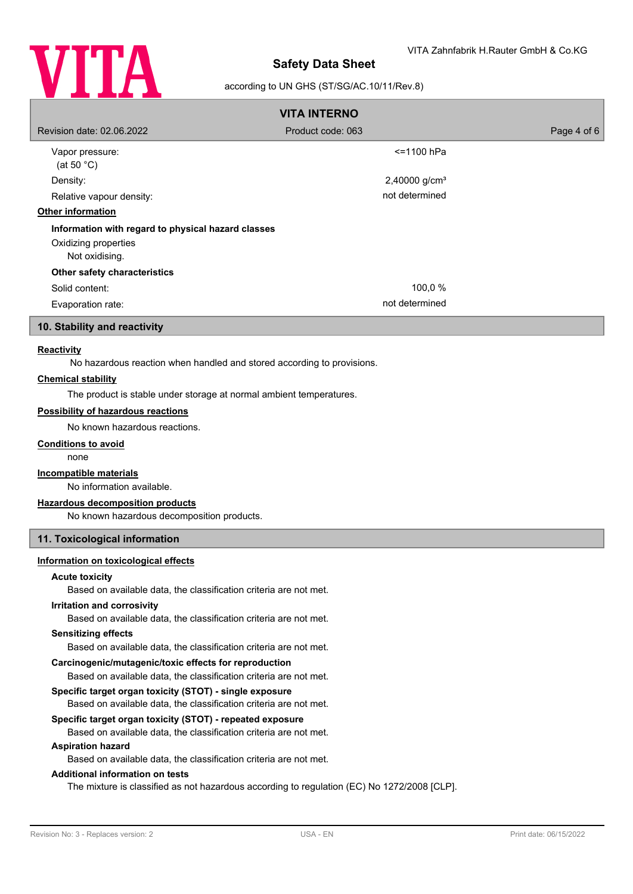| | |
|---|---|
| Vapor pressure: (at 50 °C) | <=1100 hPa |
| Density: | 2,40000 g/cm³ |
| Relative vapour density: | not determined |

**Other information**

**Information with regard to physical hazard classes**

Oxidizing properties
Not oxidising.

**Other safety characteristics**

| | |
|---|---|
| Solid content: | 100,0 % |
| Evaporation rate: | not determined |

## 10. Stability and reactivity

**Reactivity**

No hazardous reaction when handled and stored according to provisions.

**Chemical stability**

The product is stable under storage at normal ambient temperatures.

**Possibility of hazardous reactions**

No known hazardous reactions.

**Conditions to avoid**

none

**Incompatible materials**

No information available.

**Hazardous decomposition products**

No known hazardous decomposition products.

## 11. Toxicological information

**Information on toxicological effects**

**Acute toxicity**
Based on available data, the classification criteria are not met.

**Irritation and corrosivity**
Based on available data, the classification criteria are not met.

**Sensitizing effects**
Based on available data, the classification criteria are not met.

**Carcinogenic/mutagenic/toxic effects for reproduction**
Based on available data, the classification criteria are not met.

**Specific target organ toxicity (STOT) - single exposure**
Based on available data, the classification criteria are not met.

**Specific target organ toxicity (STOT) - repeated exposure**
Based on available data, the classification criteria are not met.

**Aspiration hazard**
Based on available data, the classification criteria are not met.

**Additional information on tests**
The mixture is classified as not hazardous according to regulation (EC) No 1272/2008 [CLP].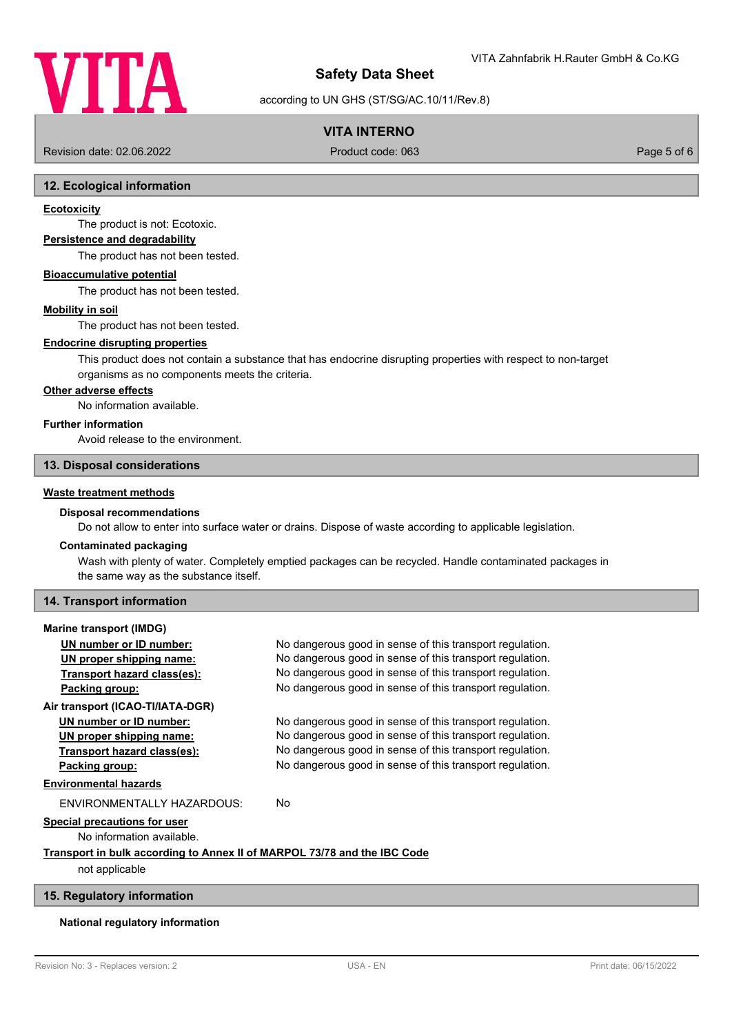## 12. Ecological information

**Ecotoxicity**

The product is not: Ecotoxic.

**Persistence and degradability**

The product has not been tested.

**Bioaccumulative potential**

The product has not been tested.

**Mobility in soil**

The product has not been tested.

**Endocrine disrupting properties**

This product does not contain a substance that has endocrine disrupting properties with respect to non-target organisms as no components meets the criteria.

**Other adverse effects**

No information available.

**Further information**

Avoid release to the environment.

## 13. Disposal considerations

**Waste treatment methods**

**Disposal recommendations**

Do not allow to enter into surface water or drains. Dispose of waste according to applicable legislation.

**Contaminated packaging**

Wash with plenty of water. Completely emptied packages can be recycled. Handle contaminated packages in the same way as the substance itself.

## 14. Transport information

**Marine transport (IMDG)**

| | |
|---|---|
| UN number or ID number: | No dangerous good in sense of this transport regulation. |
| UN proper shipping name: | No dangerous good in sense of this transport regulation. |
| Transport hazard class(es): | No dangerous good in sense of this transport regulation. |
| Packing group: | No dangerous good in sense of this transport regulation. |

**Air transport (ICAO-TI/IATA-DGR)**

| | |
|---|---|
| UN number or ID number: | No dangerous good in sense of this transport regulation. |
| UN proper shipping name: | No dangerous good in sense of this transport regulation. |
| Transport hazard class(es): | No dangerous good in sense of this transport regulation. |
| Packing group: | No dangerous good in sense of this transport regulation. |

**Environmental hazards**

ENVIRONMENTALLY HAZARDOUS: No

**Special precautions for user**

No information available.

**Transport in bulk according to Annex II of MARPOL 73/78 and the IBC Code**

not applicable

## 15. Regulatory information

**National regulatory information**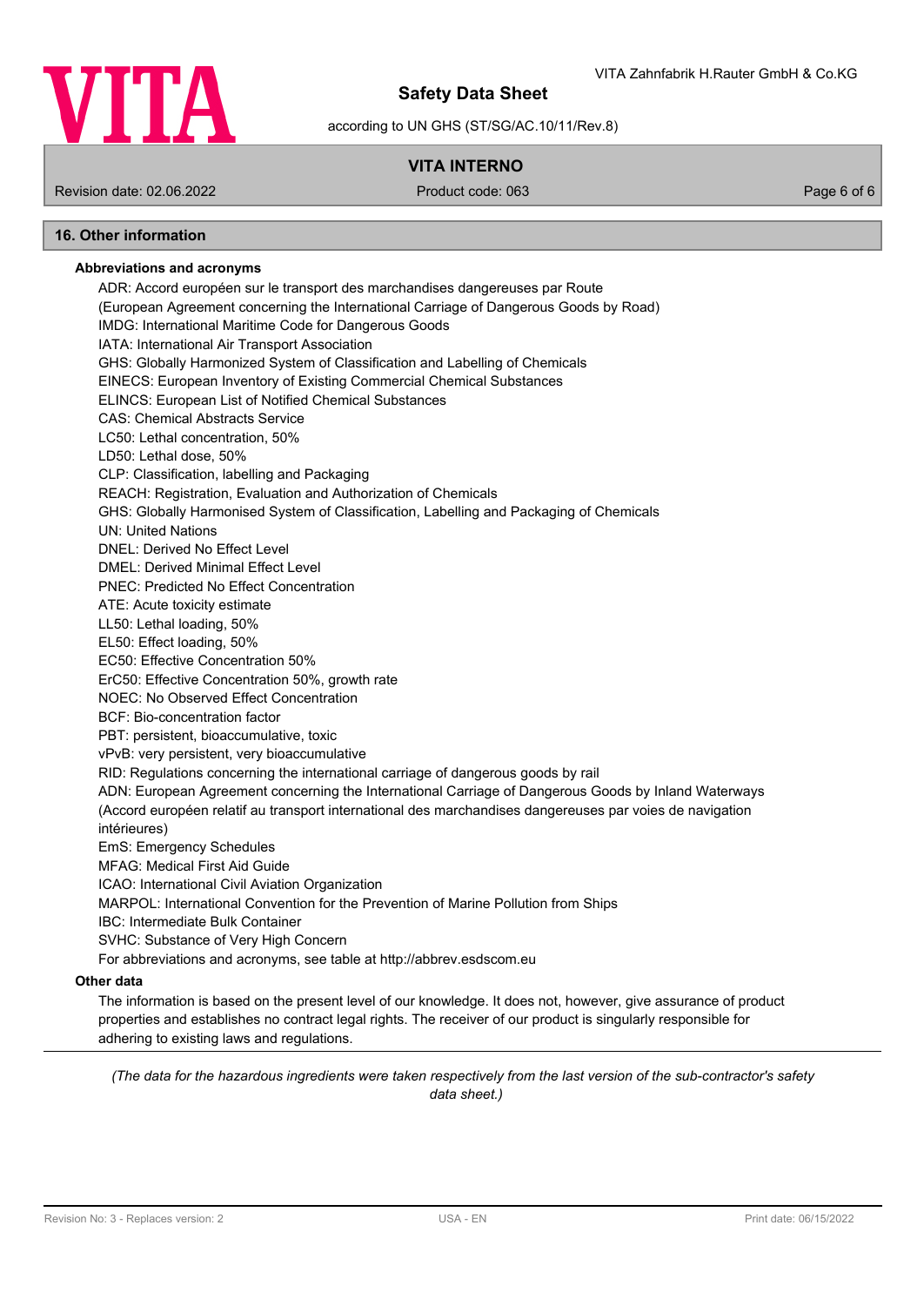## 16. Other information

### Abbreviations and acronyms

ADR: Accord européen sur le transport des marchandises dangereuses par Route
(European Agreement concerning the International Carriage of Dangerous Goods by Road)
IMDG: International Maritime Code for Dangerous Goods
IATA: International Air Transport Association
GHS: Globally Harmonized System of Classification and Labelling of Chemicals
EINECS: European Inventory of Existing Commercial Chemical Substances
ELINCS: European List of Notified Chemical Substances
CAS: Chemical Abstracts Service
LC50: Lethal concentration, 50%
LD50: Lethal dose, 50%
CLP: Classification, labelling and Packaging
REACH: Registration, Evaluation and Authorization of Chemicals
GHS: Globally Harmonised System of Classification, Labelling and Packaging of Chemicals
UN: United Nations
DNEL: Derived No Effect Level
DMEL: Derived Minimal Effect Level
PNEC: Predicted No Effect Concentration
ATE: Acute toxicity estimate
LL50: Lethal loading, 50%
EL50: Effect loading, 50%
EC50: Effective Concentration 50%
ErC50: Effective Concentration 50%, growth rate
NOEC: No Observed Effect Concentration
BCF: Bio-concentration factor
PBT: persistent, bioaccumulative, toxic
vPvB: very persistent, very bioaccumulative
RID: Regulations concerning the international carriage of dangerous goods by rail
ADN: European Agreement concerning the International Carriage of Dangerous Goods by Inland Waterways
(Accord européen relatif au transport international des marchandises dangereuses par voies de navigation intérieures)
EmS: Emergency Schedules
MFAG: Medical First Aid Guide
ICAO: International Civil Aviation Organization
MARPOL: International Convention for the Prevention of Marine Pollution from Ships
IBC: Intermediate Bulk Container
SVHC: Substance of Very High Concern
For abbreviations and acronyms, see table at http://abbrev.esdscom.eu

### Other data

The information is based on the present level of our knowledge. It does not, however, give assurance of product properties and establishes no contract legal rights. The receiver of our product is singularly responsible for adhering to existing laws and regulations.

---

*(The data for the hazardous ingredients were taken respectively from the last version of the sub-contractor's safety data sheet.)*